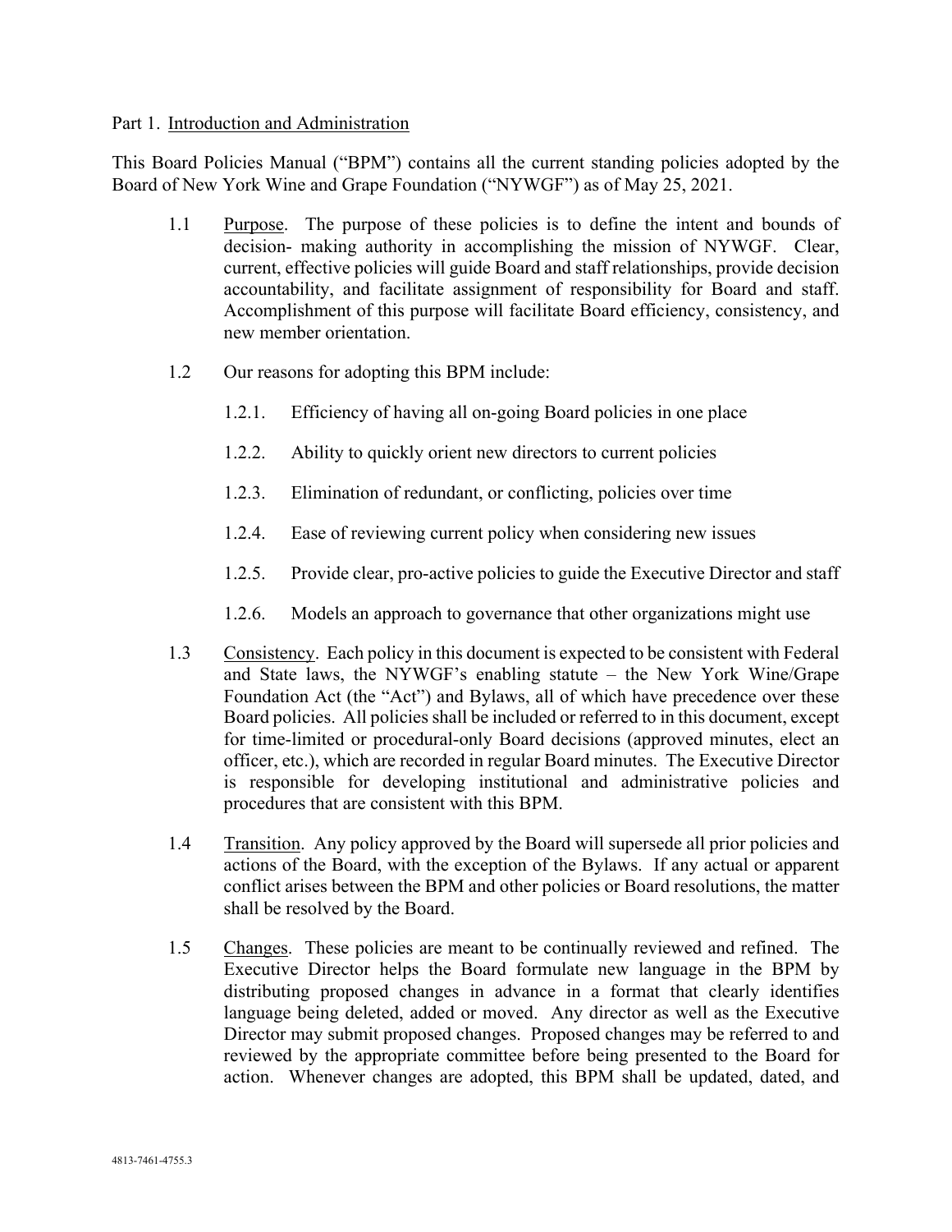Part 1. Introduction and Administration

This Board Policies Manual ("BPM") contains all the current standing policies adopted by the Board of New York Wine and Grape Foundation ("NYWGF") as of May 25, 2021.

1.1 Purpose. The purpose of these policies is to define the intent and bounds of decision- making authority in accomplishing the mission of NYWGF. Clear, current, effective policies will guide Board and staff relationships, provide decision accountability, and facilitate assignment of responsibility for Board and staff. Accomplishment of this purpose will facilitate Board efficiency, consistency, and new member orientation.

1.2 Our reasons for adopting this BPM include:

1.2.1. Efficiency of having all on-going Board policies in one place

1.2.2. Ability to quickly orient new directors to current policies

1.2.3. Elimination of redundant, or conflicting, policies over time

1.2.4. Ease of reviewing current policy when considering new issues

1.2.5. Provide clear, pro-active policies to guide the Executive Director and staff

1.2.6. Models an approach to governance that other organizations might use

1.3 Consistency. Each policy in this document is expected to be consistent with Federal and State laws, the NYWGF's enabling statute – the New York Wine/Grape Foundation Act (the "Act") and Bylaws, all of which have precedence over these Board policies. All policies shall be included or referred to in this document, except for time-limited or procedural-only Board decisions (approved minutes, elect an officer, etc.), which are recorded in regular Board minutes. The Executive Director is responsible for developing institutional and administrative policies and procedures that are consistent with this BPM.

1.4 Transition. Any policy approved by the Board will supersede all prior policies and actions of the Board, with the exception of the Bylaws. If any actual or apparent conflict arises between the BPM and other policies or Board resolutions, the matter shall be resolved by the Board.

1.5 Changes. These policies are meant to be continually reviewed and refined. The Executive Director helps the Board formulate new language in the BPM by distributing proposed changes in advance in a format that clearly identifies language being deleted, added or moved. Any director as well as the Executive Director may submit proposed changes. Proposed changes may be referred to and reviewed by the appropriate committee before being presented to the Board for action. Whenever changes are adopted, this BPM shall be updated, dated, and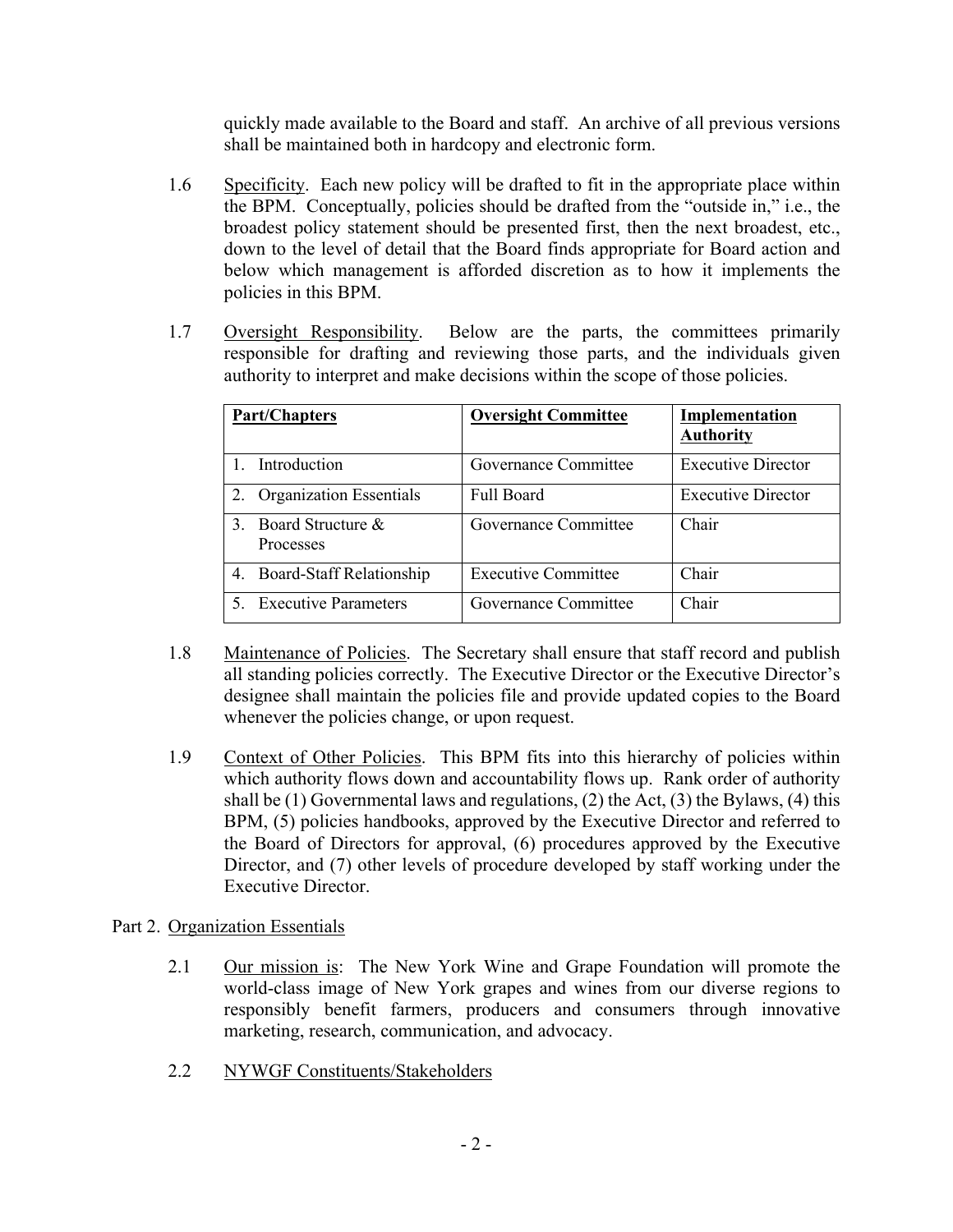quickly made available to the Board and staff. An archive of all previous versions shall be maintained both in hardcopy and electronic form.

1.6 Specificity. Each new policy will be drafted to fit in the appropriate place within the BPM. Conceptually, policies should be drafted from the "outside in," i.e., the broadest policy statement should be presented first, then the next broadest, etc., down to the level of detail that the Board finds appropriate for Board action and below which management is afforded discretion as to how it implements the policies in this BPM.

1.7 Oversight Responsibility. Below are the parts, the committees primarily responsible for drafting and reviewing those parts, and the individuals given authority to interpret and make decisions within the scope of those policies.

| Part/Chapters | Oversight Committee | Implementation Authority |
|---|---|---|
| 1. Introduction | Governance Committee | Executive Director |
| 2. Organization Essentials | Full Board | Executive Director |
| 3. Board Structure & Processes | Governance Committee | Chair |
| 4. Board-Staff Relationship | Executive Committee | Chair |
| 5. Executive Parameters | Governance Committee | Chair |

1.8 Maintenance of Policies. The Secretary shall ensure that staff record and publish all standing policies correctly. The Executive Director or the Executive Director's designee shall maintain the policies file and provide updated copies to the Board whenever the policies change, or upon request.

1.9 Context of Other Policies. This BPM fits into this hierarchy of policies within which authority flows down and accountability flows up. Rank order of authority shall be (1) Governmental laws and regulations, (2) the Act, (3) the Bylaws, (4) this BPM, (5) policies handbooks, approved by the Executive Director and referred to the Board of Directors for approval, (6) procedures approved by the Executive Director, and (7) other levels of procedure developed by staff working under the Executive Director.

## Part 2. Organization Essentials

2.1 Our mission is: The New York Wine and Grape Foundation will promote the world-class image of New York grapes and wines from our diverse regions to responsibly benefit farmers, producers and consumers through innovative marketing, research, communication, and advocacy.

2.2 NYWGF Constituents/Stakeholders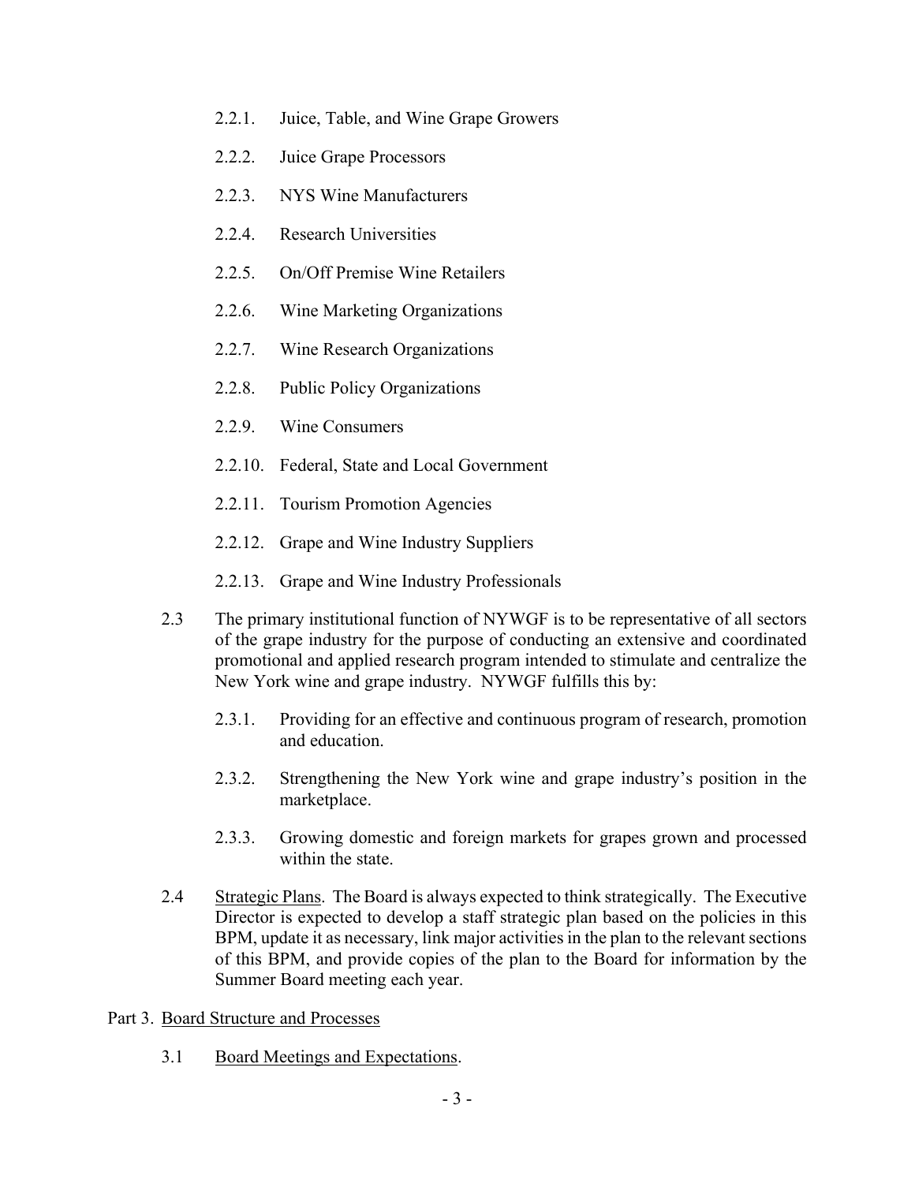- 2.2.1. Juice, Table, and Wine Grape Growers
- 2.2.2. Juice Grape Processors
- 2.2.3. NYS Wine Manufacturers
- 2.2.4. Research Universities
- 2.2.5. On/Off Premise Wine Retailers
- 2.2.6. Wine Marketing Organizations
- 2.2.7. Wine Research Organizations
- 2.2.8. Public Policy Organizations
- 2.2.9. Wine Consumers
- 2.2.10. Federal, State and Local Government
- 2.2.11. Tourism Promotion Agencies
- 2.2.12. Grape and Wine Industry Suppliers
- 2.2.13. Grape and Wine Industry Professionals

2.3 The primary institutional function of NYWGF is to be representative of all sectors of the grape industry for the purpose of conducting an extensive and coordinated promotional and applied research program intended to stimulate and centralize the New York wine and grape industry. NYWGF fulfills this by:

- 2.3.1. Providing for an effective and continuous program of research, promotion and education.
- 2.3.2. Strengthening the New York wine and grape industry's position in the marketplace.
- 2.3.3. Growing domestic and foreign markets for grapes grown and processed within the state.

2.4 Strategic Plans. The Board is always expected to think strategically. The Executive Director is expected to develop a staff strategic plan based on the policies in this BPM, update it as necessary, link major activities in the plan to the relevant sections of this BPM, and provide copies of the plan to the Board for information by the Summer Board meeting each year.

## Part 3. Board Structure and Processes

3.1 Board Meetings and Expectations.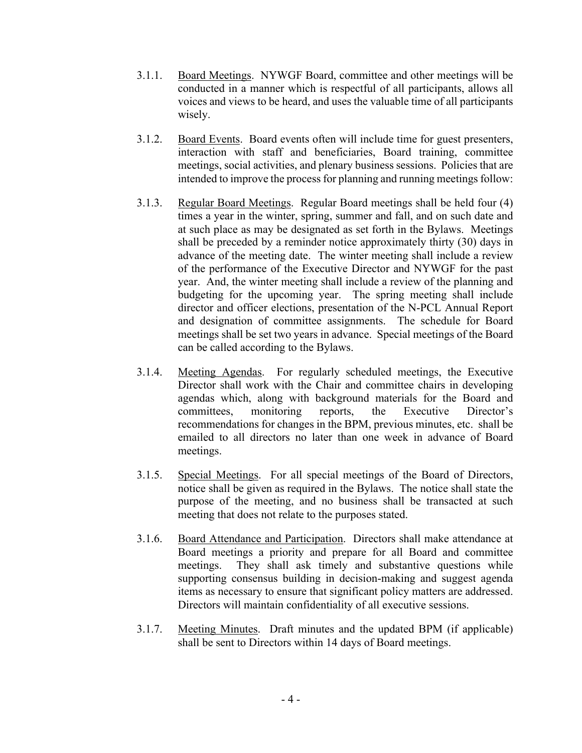3.1.1. Board Meetings. NYWGF Board, committee and other meetings will be conducted in a manner which is respectful of all participants, allows all voices and views to be heard, and uses the valuable time of all participants wisely.

3.1.2. Board Events. Board events often will include time for guest presenters, interaction with staff and beneficiaries, Board training, committee meetings, social activities, and plenary business sessions. Policies that are intended to improve the process for planning and running meetings follow:

3.1.3. Regular Board Meetings. Regular Board meetings shall be held four (4) times a year in the winter, spring, summer and fall, and on such date and at such place as may be designated as set forth in the Bylaws. Meetings shall be preceded by a reminder notice approximately thirty (30) days in advance of the meeting date. The winter meeting shall include a review of the performance of the Executive Director and NYWGF for the past year. And, the winter meeting shall include a review of the planning and budgeting for the upcoming year. The spring meeting shall include director and officer elections, presentation of the N-PCL Annual Report and designation of committee assignments. The schedule for Board meetings shall be set two years in advance. Special meetings of the Board can be called according to the Bylaws.

3.1.4. Meeting Agendas. For regularly scheduled meetings, the Executive Director shall work with the Chair and committee chairs in developing agendas which, along with background materials for the Board and committees, monitoring reports, the Executive Director's recommendations for changes in the BPM, previous minutes, etc. shall be emailed to all directors no later than one week in advance of Board meetings.

3.1.5. Special Meetings. For all special meetings of the Board of Directors, notice shall be given as required in the Bylaws. The notice shall state the purpose of the meeting, and no business shall be transacted at such meeting that does not relate to the purposes stated.

3.1.6. Board Attendance and Participation. Directors shall make attendance at Board meetings a priority and prepare for all Board and committee meetings. They shall ask timely and substantive questions while supporting consensus building in decision-making and suggest agenda items as necessary to ensure that significant policy matters are addressed. Directors will maintain confidentiality of all executive sessions.

3.1.7. Meeting Minutes. Draft minutes and the updated BPM (if applicable) shall be sent to Directors within 14 days of Board meetings.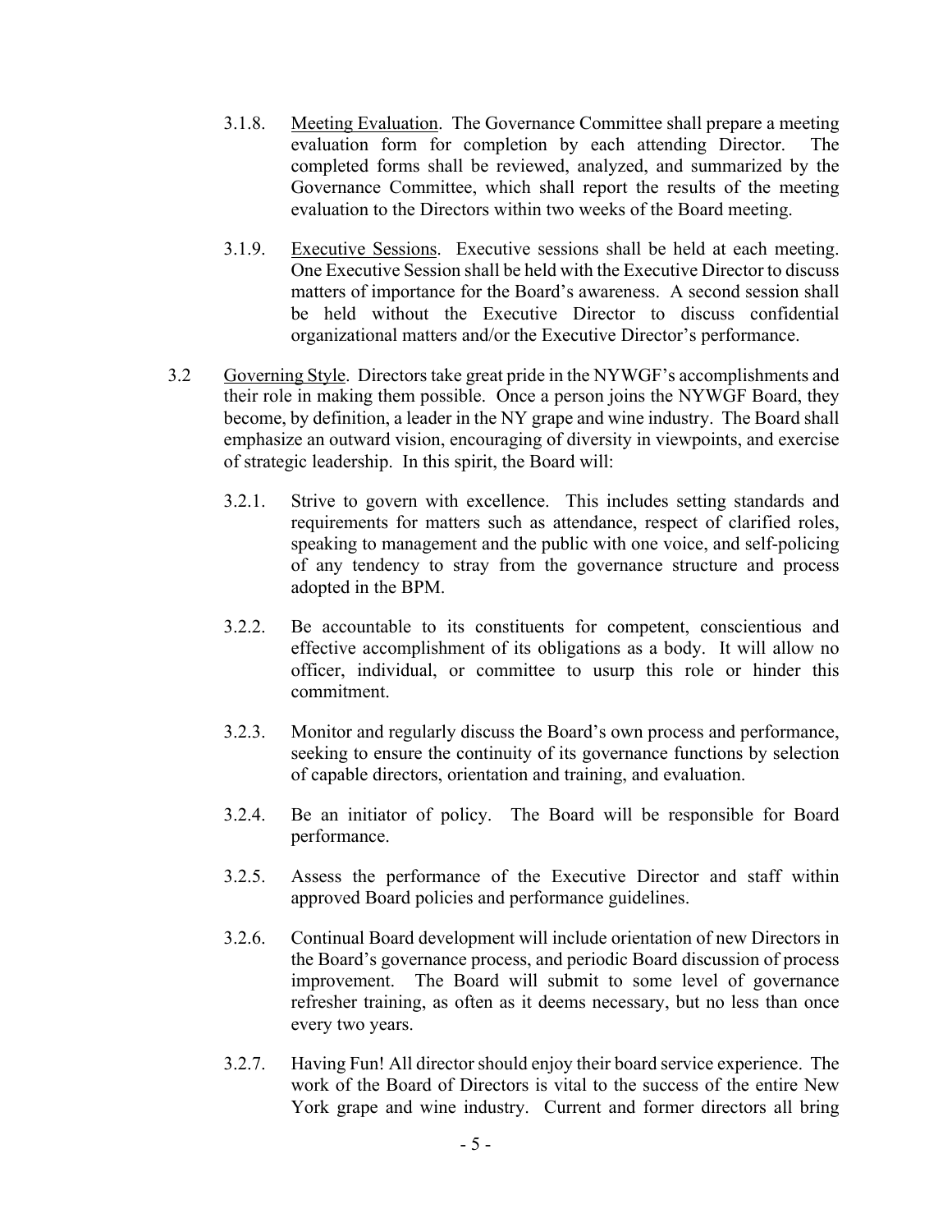3.1.8. Meeting Evaluation. The Governance Committee shall prepare a meeting evaluation form for completion by each attending Director. The completed forms shall be reviewed, analyzed, and summarized by the Governance Committee, which shall report the results of the meeting evaluation to the Directors within two weeks of the Board meeting.

3.1.9. Executive Sessions. Executive sessions shall be held at each meeting. One Executive Session shall be held with the Executive Director to discuss matters of importance for the Board's awareness. A second session shall be held without the Executive Director to discuss confidential organizational matters and/or the Executive Director's performance.

3.2 Governing Style. Directors take great pride in the NYWGF's accomplishments and their role in making them possible. Once a person joins the NYWGF Board, they become, by definition, a leader in the NY grape and wine industry. The Board shall emphasize an outward vision, encouraging of diversity in viewpoints, and exercise of strategic leadership. In this spirit, the Board will:

3.2.1. Strive to govern with excellence. This includes setting standards and requirements for matters such as attendance, respect of clarified roles, speaking to management and the public with one voice, and self-policing of any tendency to stray from the governance structure and process adopted in the BPM.

3.2.2. Be accountable to its constituents for competent, conscientious and effective accomplishment of its obligations as a body. It will allow no officer, individual, or committee to usurp this role or hinder this commitment.

3.2.3. Monitor and regularly discuss the Board's own process and performance, seeking to ensure the continuity of its governance functions by selection of capable directors, orientation and training, and evaluation.

3.2.4. Be an initiator of policy. The Board will be responsible for Board performance.

3.2.5. Assess the performance of the Executive Director and staff within approved Board policies and performance guidelines.

3.2.6. Continual Board development will include orientation of new Directors in the Board's governance process, and periodic Board discussion of process improvement. The Board will submit to some level of governance refresher training, as often as it deems necessary, but no less than once every two years.

3.2.7. Having Fun! All director should enjoy their board service experience. The work of the Board of Directors is vital to the success of the entire New York grape and wine industry. Current and former directors all bring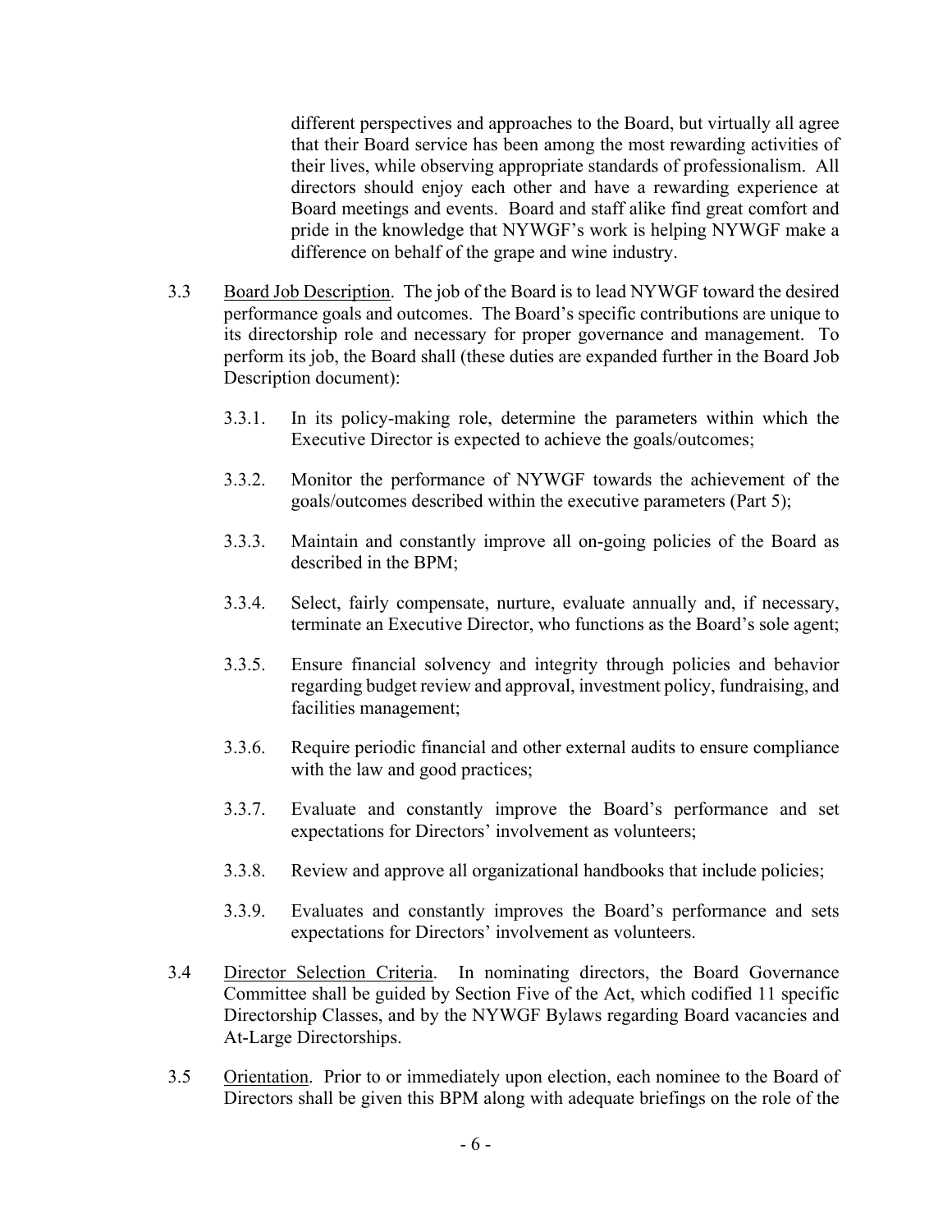different perspectives and approaches to the Board, but virtually all agree that their Board service has been among the most rewarding activities of their lives, while observing appropriate standards of professionalism. All directors should enjoy each other and have a rewarding experience at Board meetings and events. Board and staff alike find great comfort and pride in the knowledge that NYWGF's work is helping NYWGF make a difference on behalf of the grape and wine industry.

3.3 Board Job Description. The job of the Board is to lead NYWGF toward the desired performance goals and outcomes. The Board's specific contributions are unique to its directorship role and necessary for proper governance and management. To perform its job, the Board shall (these duties are expanded further in the Board Job Description document):

3.3.1. In its policy-making role, determine the parameters within which the Executive Director is expected to achieve the goals/outcomes;

3.3.2. Monitor the performance of NYWGF towards the achievement of the goals/outcomes described within the executive parameters (Part 5);

3.3.3. Maintain and constantly improve all on-going policies of the Board as described in the BPM;

3.3.4. Select, fairly compensate, nurture, evaluate annually and, if necessary, terminate an Executive Director, who functions as the Board's sole agent;

3.3.5. Ensure financial solvency and integrity through policies and behavior regarding budget review and approval, investment policy, fundraising, and facilities management;

3.3.6. Require periodic financial and other external audits to ensure compliance with the law and good practices;

3.3.7. Evaluate and constantly improve the Board's performance and set expectations for Directors' involvement as volunteers;

3.3.8. Review and approve all organizational handbooks that include policies;

3.3.9. Evaluates and constantly improves the Board's performance and sets expectations for Directors' involvement as volunteers.

3.4 Director Selection Criteria. In nominating directors, the Board Governance Committee shall be guided by Section Five of the Act, which codified 11 specific Directorship Classes, and by the NYWGF Bylaws regarding Board vacancies and At-Large Directorships.

3.5 Orientation. Prior to or immediately upon election, each nominee to the Board of Directors shall be given this BPM along with adequate briefings on the role of the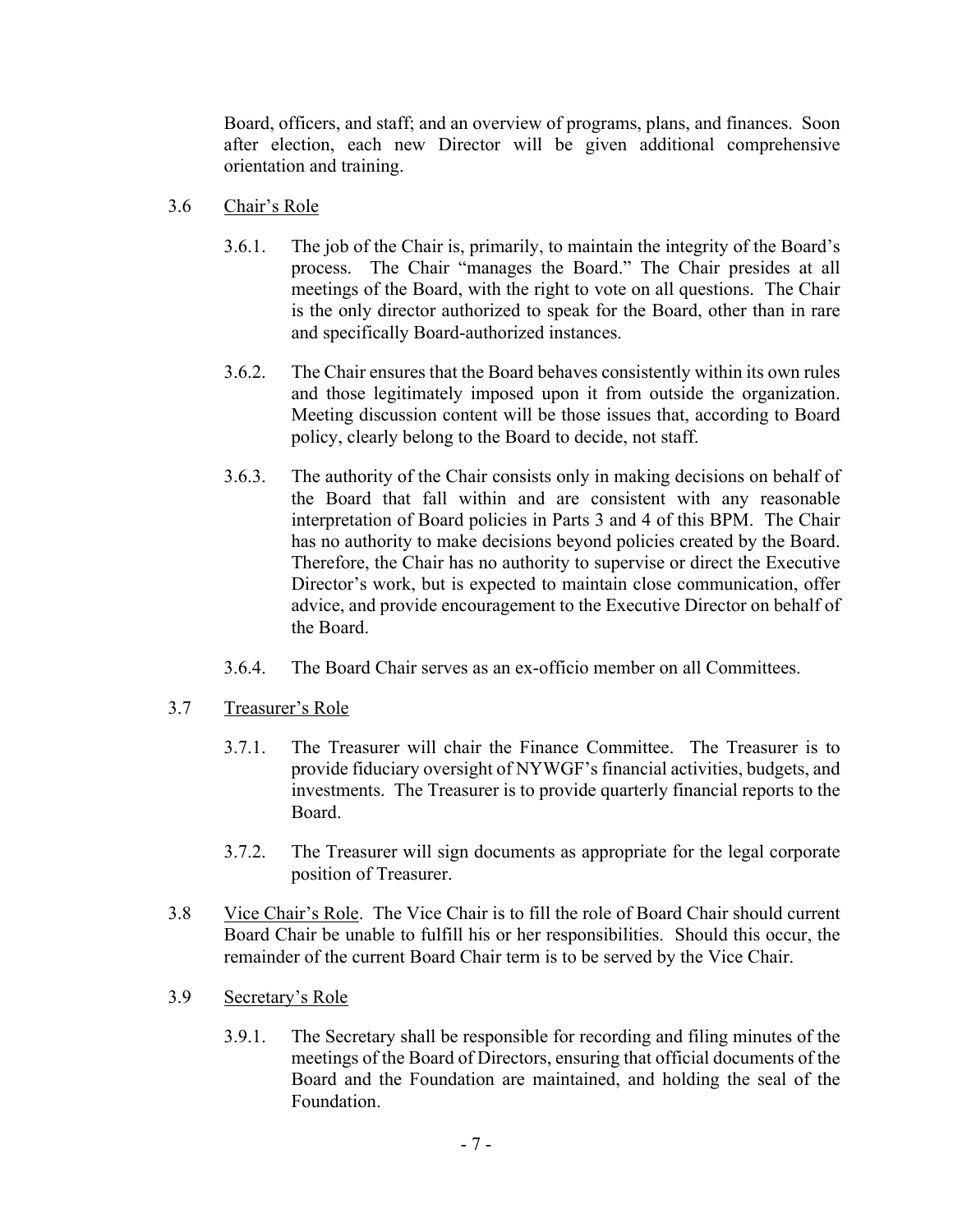Board, officers, and staff; and an overview of programs, plans, and finances. Soon after election, each new Director will be given additional comprehensive orientation and training.

3.6 Chair's Role

3.6.1. The job of the Chair is, primarily, to maintain the integrity of the Board's process. The Chair "manages the Board." The Chair presides at all meetings of the Board, with the right to vote on all questions. The Chair is the only director authorized to speak for the Board, other than in rare and specifically Board-authorized instances.

3.6.2. The Chair ensures that the Board behaves consistently within its own rules and those legitimately imposed upon it from outside the organization. Meeting discussion content will be those issues that, according to Board policy, clearly belong to the Board to decide, not staff.

3.6.3. The authority of the Chair consists only in making decisions on behalf of the Board that fall within and are consistent with any reasonable interpretation of Board policies in Parts 3 and 4 of this BPM. The Chair has no authority to make decisions beyond policies created by the Board. Therefore, the Chair has no authority to supervise or direct the Executive Director's work, but is expected to maintain close communication, offer advice, and provide encouragement to the Executive Director on behalf of the Board.

3.6.4. The Board Chair serves as an ex-officio member on all Committees.

3.7 Treasurer's Role

3.7.1. The Treasurer will chair the Finance Committee. The Treasurer is to provide fiduciary oversight of NYWGF's financial activities, budgets, and investments. The Treasurer is to provide quarterly financial reports to the Board.

3.7.2. The Treasurer will sign documents as appropriate for the legal corporate position of Treasurer.

3.8 Vice Chair's Role. The Vice Chair is to fill the role of Board Chair should current Board Chair be unable to fulfill his or her responsibilities. Should this occur, the remainder of the current Board Chair term is to be served by the Vice Chair.

3.9 Secretary's Role

3.9.1. The Secretary shall be responsible for recording and filing minutes of the meetings of the Board of Directors, ensuring that official documents of the Board and the Foundation are maintained, and holding the seal of the Foundation.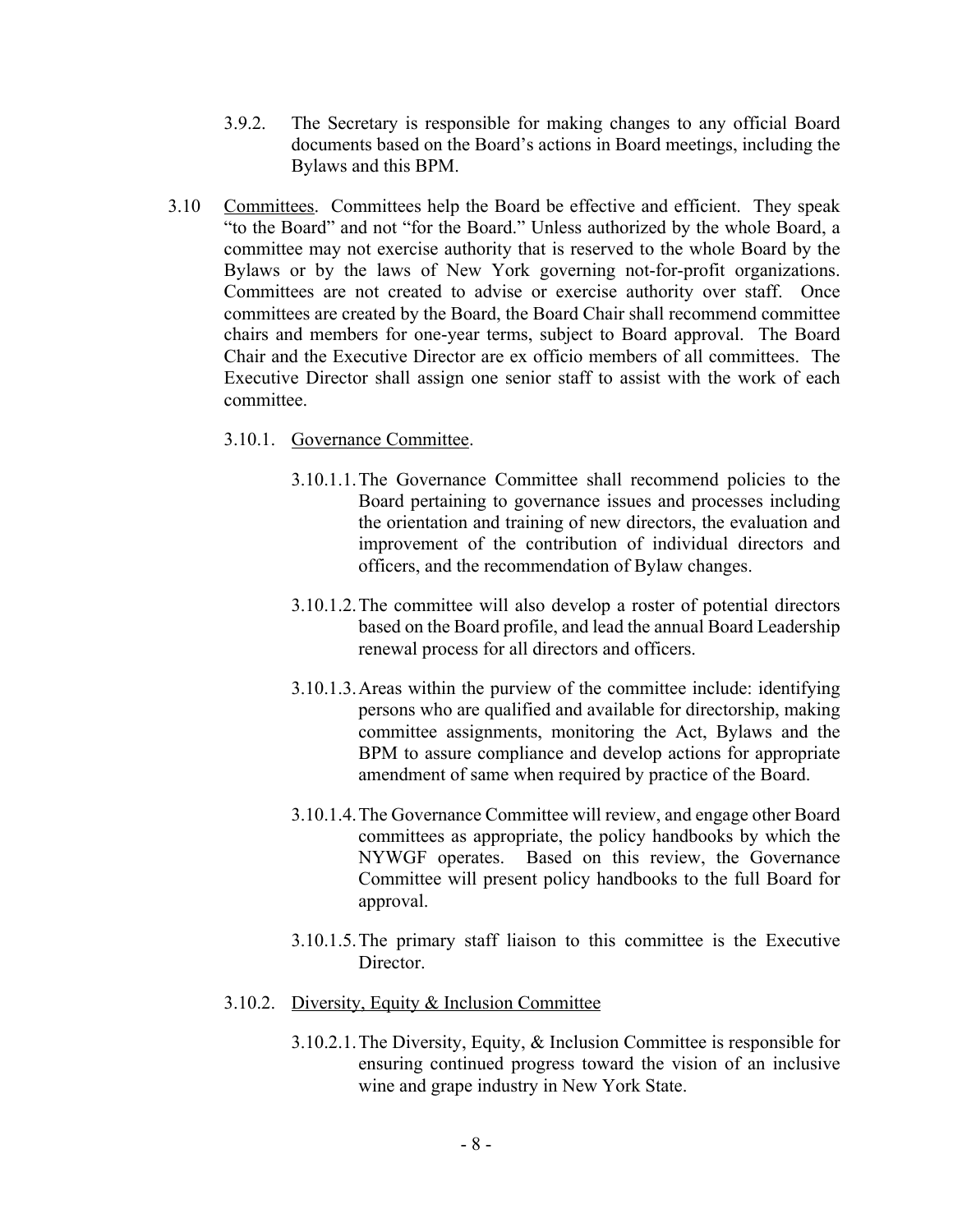3.9.2. The Secretary is responsible for making changes to any official Board documents based on the Board's actions in Board meetings, including the Bylaws and this BPM.

3.10 <u>Committees</u>. Committees help the Board be effective and efficient. They speak "to the Board" and not "for the Board." Unless authorized by the whole Board, a committee may not exercise authority that is reserved to the whole Board by the Bylaws or by the laws of New York governing not-for-profit organizations. Committees are not created to advise or exercise authority over staff. Once committees are created by the Board, the Board Chair shall recommend committee chairs and members for one-year terms, subject to Board approval. The Board Chair and the Executive Director are ex officio members of all committees. The Executive Director shall assign one senior staff to assist with the work of each committee.

3.10.1. <u>Governance Committee</u>.

3.10.1.1. The Governance Committee shall recommend policies to the Board pertaining to governance issues and processes including the orientation and training of new directors, the evaluation and improvement of the contribution of individual directors and officers, and the recommendation of Bylaw changes.

3.10.1.2. The committee will also develop a roster of potential directors based on the Board profile, and lead the annual Board Leadership renewal process for all directors and officers.

3.10.1.3. Areas within the purview of the committee include: identifying persons who are qualified and available for directorship, making committee assignments, monitoring the Act, Bylaws and the BPM to assure compliance and develop actions for appropriate amendment of same when required by practice of the Board.

3.10.1.4. The Governance Committee will review, and engage other Board committees as appropriate, the policy handbooks by which the NYWGF operates. Based on this review, the Governance Committee will present policy handbooks to the full Board for approval.

3.10.1.5. The primary staff liaison to this committee is the Executive Director.

3.10.2. <u>Diversity, Equity & Inclusion Committee</u>

3.10.2.1. The Diversity, Equity, & Inclusion Committee is responsible for ensuring continued progress toward the vision of an inclusive wine and grape industry in New York State.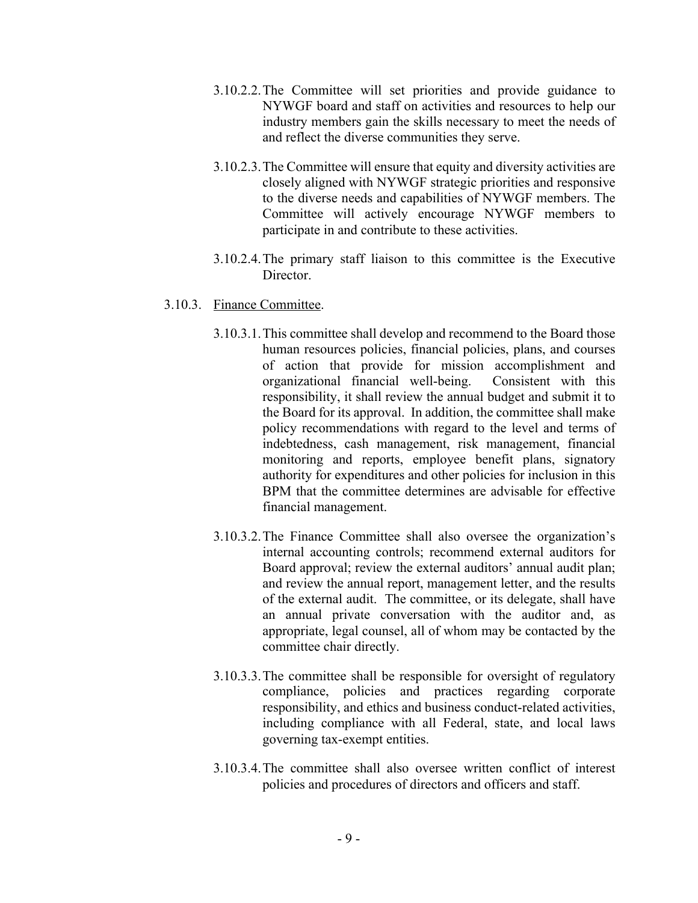3.10.2.2. The Committee will set priorities and provide guidance to NYWGF board and staff on activities and resources to help our industry members gain the skills necessary to meet the needs of and reflect the diverse communities they serve.

3.10.2.3. The Committee will ensure that equity and diversity activities are closely aligned with NYWGF strategic priorities and responsive to the diverse needs and capabilities of NYWGF members. The Committee will actively encourage NYWGF members to participate in and contribute to these activities.

3.10.2.4. The primary staff liaison to this committee is the Executive Director.

3.10.3. <u>Finance Committee</u>.

3.10.3.1. This committee shall develop and recommend to the Board those human resources policies, financial policies, plans, and courses of action that provide for mission accomplishment and organizational financial well-being. Consistent with this responsibility, it shall review the annual budget and submit it to the Board for its approval. In addition, the committee shall make policy recommendations with regard to the level and terms of indebtedness, cash management, risk management, financial monitoring and reports, employee benefit plans, signatory authority for expenditures and other policies for inclusion in this BPM that the committee determines are advisable for effective financial management.

3.10.3.2. The Finance Committee shall also oversee the organization's internal accounting controls; recommend external auditors for Board approval; review the external auditors' annual audit plan; and review the annual report, management letter, and the results of the external audit. The committee, or its delegate, shall have an annual private conversation with the auditor and, as appropriate, legal counsel, all of whom may be contacted by the committee chair directly.

3.10.3.3. The committee shall be responsible for oversight of regulatory compliance, policies and practices regarding corporate responsibility, and ethics and business conduct-related activities, including compliance with all Federal, state, and local laws governing tax-exempt entities.

3.10.3.4. The committee shall also oversee written conflict of interest policies and procedures of directors and officers and staff.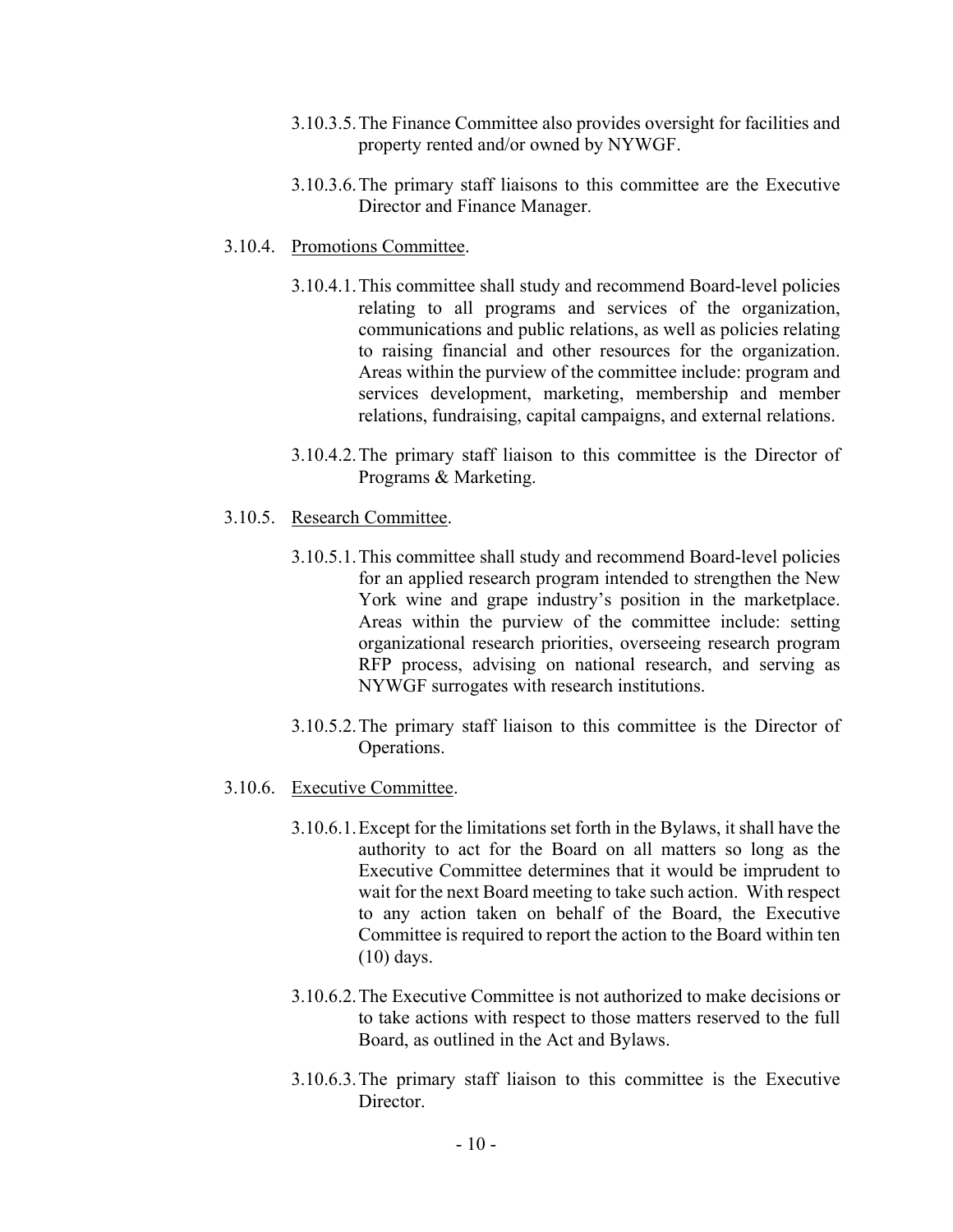3.10.3.5. The Finance Committee also provides oversight for facilities and property rented and/or owned by NYWGF.

3.10.3.6. The primary staff liaisons to this committee are the Executive Director and Finance Manager.

3.10.4. Promotions Committee.

3.10.4.1. This committee shall study and recommend Board-level policies relating to all programs and services of the organization, communications and public relations, as well as policies relating to raising financial and other resources for the organization. Areas within the purview of the committee include: program and services development, marketing, membership and member relations, fundraising, capital campaigns, and external relations.

3.10.4.2. The primary staff liaison to this committee is the Director of Programs & Marketing.

3.10.5. Research Committee.

3.10.5.1. This committee shall study and recommend Board-level policies for an applied research program intended to strengthen the New York wine and grape industry's position in the marketplace. Areas within the purview of the committee include: setting organizational research priorities, overseeing research program RFP process, advising on national research, and serving as NYWGF surrogates with research institutions.

3.10.5.2. The primary staff liaison to this committee is the Director of Operations.

3.10.6. Executive Committee.

3.10.6.1. Except for the limitations set forth in the Bylaws, it shall have the authority to act for the Board on all matters so long as the Executive Committee determines that it would be imprudent to wait for the next Board meeting to take such action. With respect to any action taken on behalf of the Board, the Executive Committee is required to report the action to the Board within ten (10) days.

3.10.6.2. The Executive Committee is not authorized to make decisions or to take actions with respect to those matters reserved to the full Board, as outlined in the Act and Bylaws.

3.10.6.3. The primary staff liaison to this committee is the Executive Director.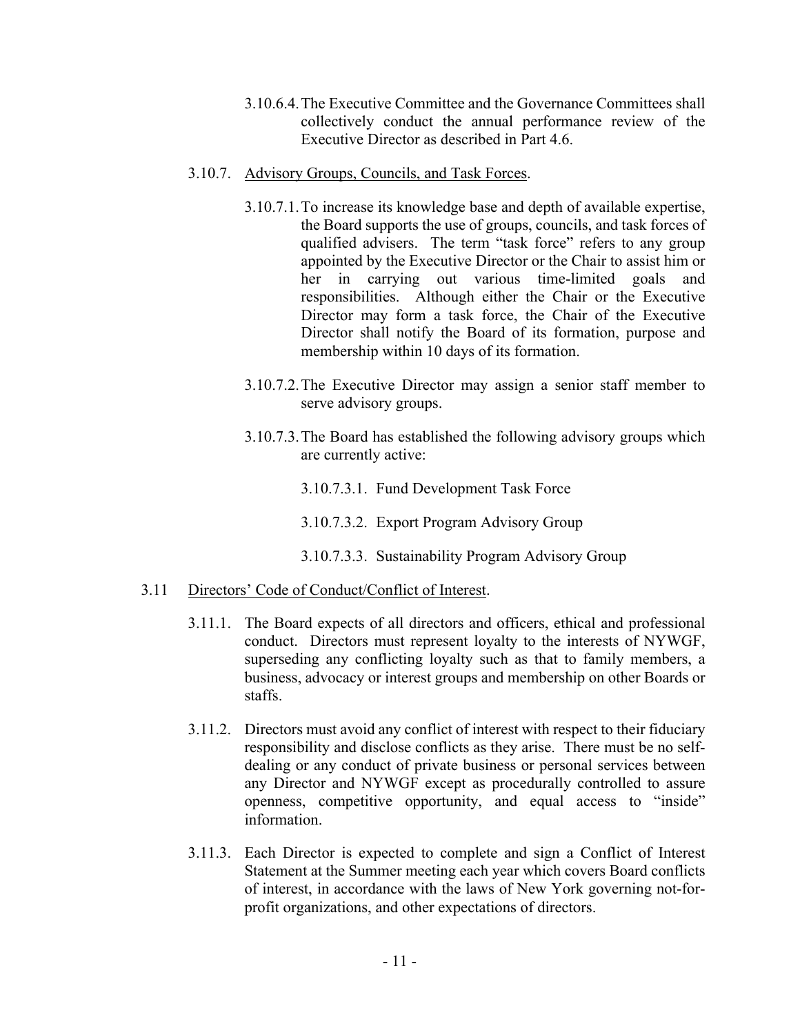3.10.6.4. The Executive Committee and the Governance Committees shall collectively conduct the annual performance review of the Executive Director as described in Part 4.6.

3.10.7. <u>Advisory Groups, Councils, and Task Forces</u>.

3.10.7.1. To increase its knowledge base and depth of available expertise, the Board supports the use of groups, councils, and task forces of qualified advisers. The term "task force" refers to any group appointed by the Executive Director or the Chair to assist him or her in carrying out various time-limited goals and responsibilities. Although either the Chair or the Executive Director may form a task force, the Chair of the Executive Director shall notify the Board of its formation, purpose and membership within 10 days of its formation.

3.10.7.2. The Executive Director may assign a senior staff member to serve advisory groups.

3.10.7.3. The Board has established the following advisory groups which are currently active:

3.10.7.3.1. Fund Development Task Force

3.10.7.3.2. Export Program Advisory Group

3.10.7.3.3. Sustainability Program Advisory Group

3.11 <u>Directors' Code of Conduct/Conflict of Interest</u>.

3.11.1. The Board expects of all directors and officers, ethical and professional conduct. Directors must represent loyalty to the interests of NYWGF, superseding any conflicting loyalty such as that to family members, a business, advocacy or interest groups and membership on other Boards or staffs.

3.11.2. Directors must avoid any conflict of interest with respect to their fiduciary responsibility and disclose conflicts as they arise. There must be no self-dealing or any conduct of private business or personal services between any Director and NYWGF except as procedurally controlled to assure openness, competitive opportunity, and equal access to "inside" information.

3.11.3. Each Director is expected to complete and sign a Conflict of Interest Statement at the Summer meeting each year which covers Board conflicts of interest, in accordance with the laws of New York governing not-for-profit organizations, and other expectations of directors.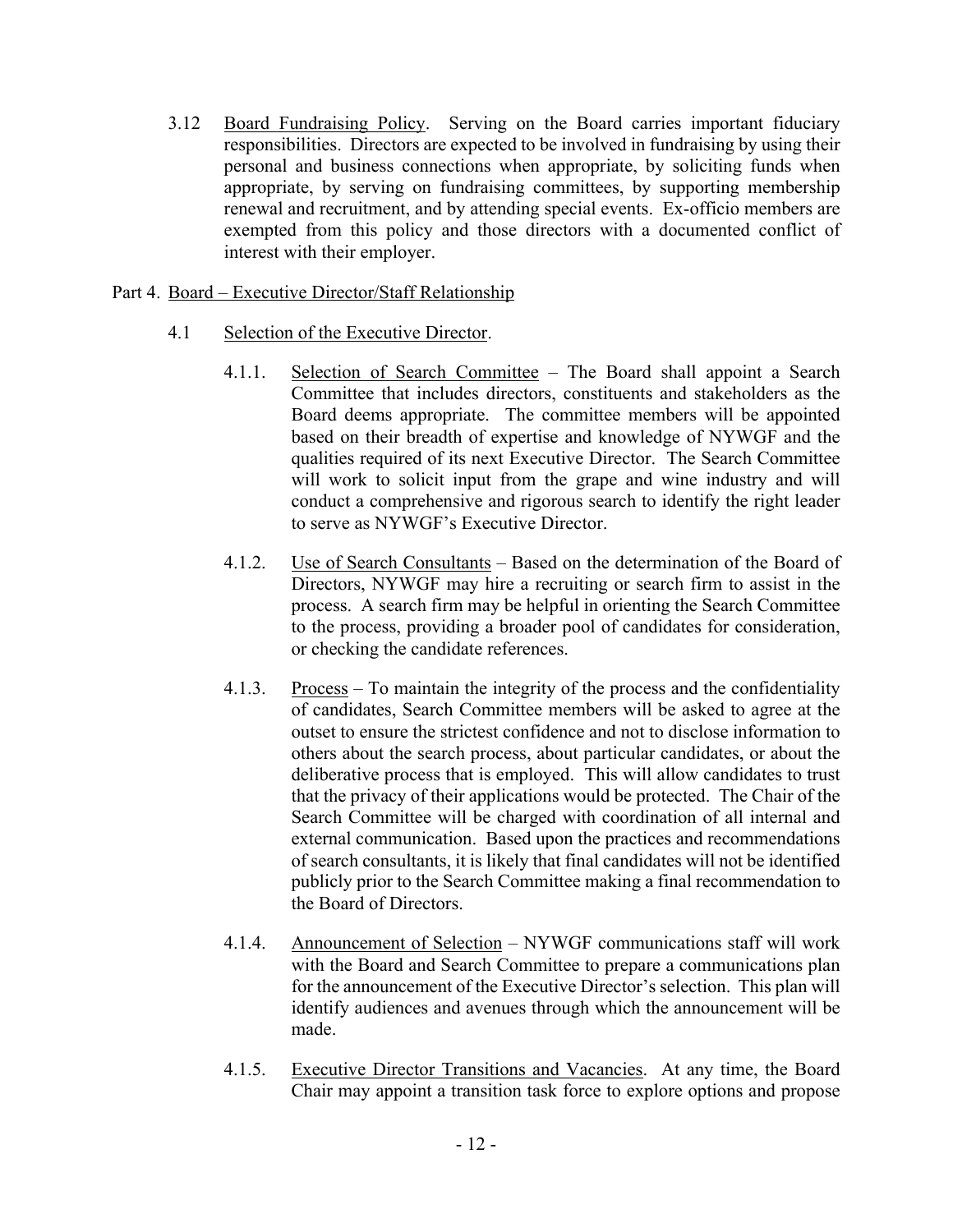3.12 Board Fundraising Policy. Serving on the Board carries important fiduciary responsibilities. Directors are expected to be involved in fundraising by using their personal and business connections when appropriate, by soliciting funds when appropriate, by serving on fundraising committees, by supporting membership renewal and recruitment, and by attending special events. Ex-officio members are exempted from this policy and those directors with a documented conflict of interest with their employer.

## Part 4. Board – Executive Director/Staff Relationship

### 4.1 Selection of the Executive Director.

4.1.1. Selection of Search Committee – The Board shall appoint a Search Committee that includes directors, constituents and stakeholders as the Board deems appropriate. The committee members will be appointed based on their breadth of expertise and knowledge of NYWGF and the qualities required of its next Executive Director. The Search Committee will work to solicit input from the grape and wine industry and will conduct a comprehensive and rigorous search to identify the right leader to serve as NYWGF's Executive Director.

4.1.2. Use of Search Consultants – Based on the determination of the Board of Directors, NYWGF may hire a recruiting or search firm to assist in the process. A search firm may be helpful in orienting the Search Committee to the process, providing a broader pool of candidates for consideration, or checking the candidate references.

4.1.3. Process – To maintain the integrity of the process and the confidentiality of candidates, Search Committee members will be asked to agree at the outset to ensure the strictest confidence and not to disclose information to others about the search process, about particular candidates, or about the deliberative process that is employed. This will allow candidates to trust that the privacy of their applications would be protected. The Chair of the Search Committee will be charged with coordination of all internal and external communication. Based upon the practices and recommendations of search consultants, it is likely that final candidates will not be identified publicly prior to the Search Committee making a final recommendation to the Board of Directors.

4.1.4. Announcement of Selection – NYWGF communications staff will work with the Board and Search Committee to prepare a communications plan for the announcement of the Executive Director's selection. This plan will identify audiences and avenues through which the announcement will be made.

4.1.5. Executive Director Transitions and Vacancies. At any time, the Board Chair may appoint a transition task force to explore options and propose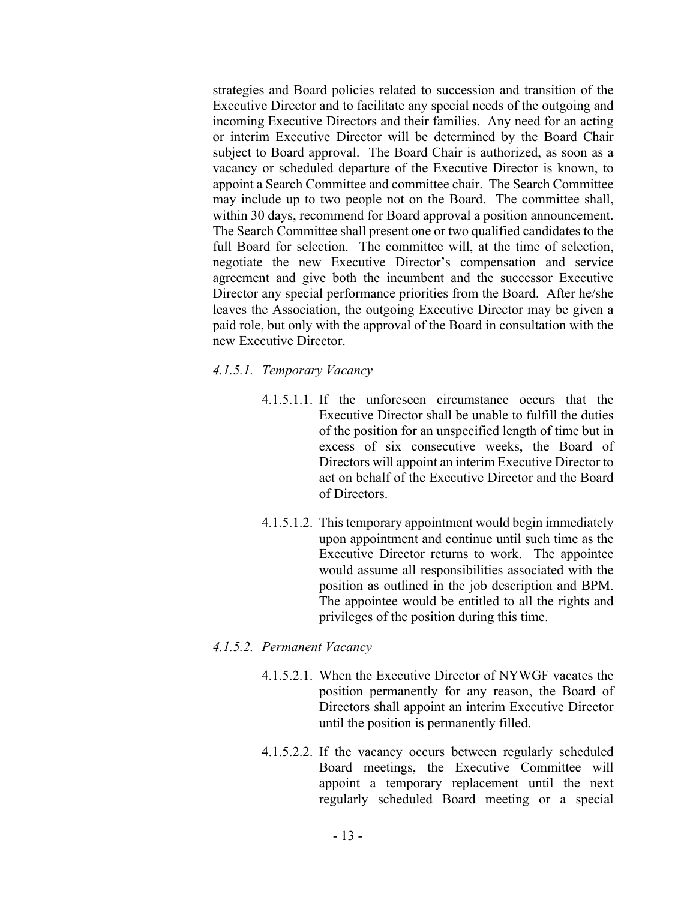strategies and Board policies related to succession and transition of the Executive Director and to facilitate any special needs of the outgoing and incoming Executive Directors and their families. Any need for an acting or interim Executive Director will be determined by the Board Chair subject to Board approval. The Board Chair is authorized, as soon as a vacancy or scheduled departure of the Executive Director is known, to appoint a Search Committee and committee chair. The Search Committee may include up to two people not on the Board. The committee shall, within 30 days, recommend for Board approval a position announcement. The Search Committee shall present one or two qualified candidates to the full Board for selection. The committee will, at the time of selection, negotiate the new Executive Director's compensation and service agreement and give both the incumbent and the successor Executive Director any special performance priorities from the Board. After he/she leaves the Association, the outgoing Executive Director may be given a paid role, but only with the approval of the Board in consultation with the new Executive Director.

*4.1.5.1. Temporary Vacancy*

4.1.5.1.1. If the unforeseen circumstance occurs that the Executive Director shall be unable to fulfill the duties of the position for an unspecified length of time but in excess of six consecutive weeks, the Board of Directors will appoint an interim Executive Director to act on behalf of the Executive Director and the Board of Directors.

4.1.5.1.2. This temporary appointment would begin immediately upon appointment and continue until such time as the Executive Director returns to work. The appointee would assume all responsibilities associated with the position as outlined in the job description and BPM. The appointee would be entitled to all the rights and privileges of the position during this time.

*4.1.5.2. Permanent Vacancy*

4.1.5.2.1. When the Executive Director of NYWGF vacates the position permanently for any reason, the Board of Directors shall appoint an interim Executive Director until the position is permanently filled.

4.1.5.2.2. If the vacancy occurs between regularly scheduled Board meetings, the Executive Committee will appoint a temporary replacement until the next regularly scheduled Board meeting or a special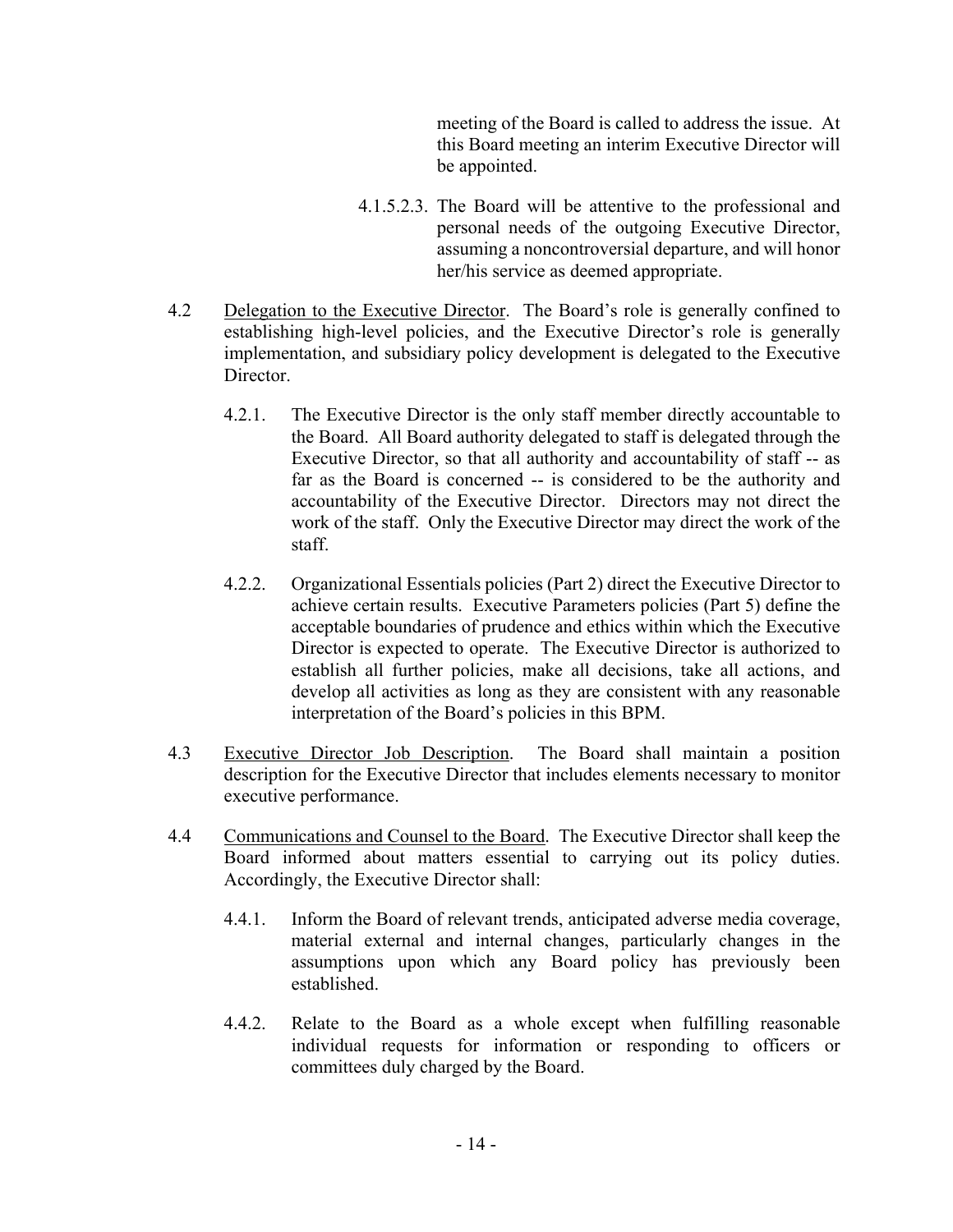meeting of the Board is called to address the issue. At this Board meeting an interim Executive Director will be appointed.

4.1.5.2.3. The Board will be attentive to the professional and personal needs of the outgoing Executive Director, assuming a noncontroversial departure, and will honor her/his service as deemed appropriate.

4.2 Delegation to the Executive Director. The Board's role is generally confined to establishing high-level policies, and the Executive Director's role is generally implementation, and subsidiary policy development is delegated to the Executive Director.

4.2.1. The Executive Director is the only staff member directly accountable to the Board. All Board authority delegated to staff is delegated through the Executive Director, so that all authority and accountability of staff -- as far as the Board is concerned -- is considered to be the authority and accountability of the Executive Director. Directors may not direct the work of the staff. Only the Executive Director may direct the work of the staff.

4.2.2. Organizational Essentials policies (Part 2) direct the Executive Director to achieve certain results. Executive Parameters policies (Part 5) define the acceptable boundaries of prudence and ethics within which the Executive Director is expected to operate. The Executive Director is authorized to establish all further policies, make all decisions, take all actions, and develop all activities as long as they are consistent with any reasonable interpretation of the Board's policies in this BPM.

4.3 Executive Director Job Description. The Board shall maintain a position description for the Executive Director that includes elements necessary to monitor executive performance.

4.4 Communications and Counsel to the Board. The Executive Director shall keep the Board informed about matters essential to carrying out its policy duties. Accordingly, the Executive Director shall:

4.4.1. Inform the Board of relevant trends, anticipated adverse media coverage, material external and internal changes, particularly changes in the assumptions upon which any Board policy has previously been established.

4.4.2. Relate to the Board as a whole except when fulfilling reasonable individual requests for information or responding to officers or committees duly charged by the Board.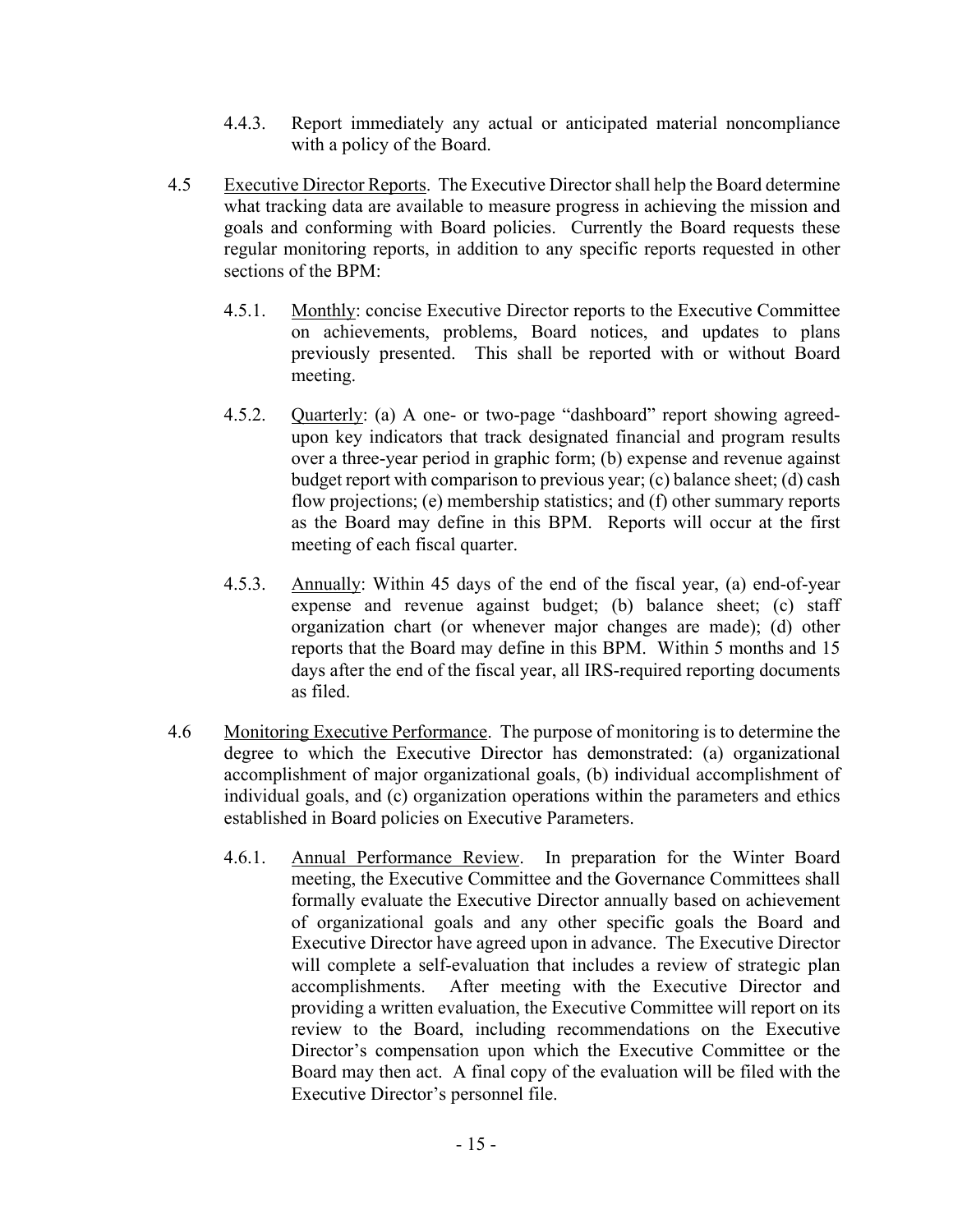4.4.3. Report immediately any actual or anticipated material noncompliance with a policy of the Board.

4.5 <u>Executive Director Reports</u>. The Executive Director shall help the Board determine what tracking data are available to measure progress in achieving the mission and goals and conforming with Board policies. Currently the Board requests these regular monitoring reports, in addition to any specific reports requested in other sections of the BPM:

4.5.1. <u>Monthly</u>: concise Executive Director reports to the Executive Committee on achievements, problems, Board notices, and updates to plans previously presented. This shall be reported with or without Board meeting.

4.5.2. <u>Quarterly</u>: (a) A one- or two-page "dashboard" report showing agreed-upon key indicators that track designated financial and program results over a three-year period in graphic form; (b) expense and revenue against budget report with comparison to previous year; (c) balance sheet; (d) cash flow projections; (e) membership statistics; and (f) other summary reports as the Board may define in this BPM. Reports will occur at the first meeting of each fiscal quarter.

4.5.3. <u>Annually</u>: Within 45 days of the end of the fiscal year, (a) end-of-year expense and revenue against budget; (b) balance sheet; (c) staff organization chart (or whenever major changes are made); (d) other reports that the Board may define in this BPM. Within 5 months and 15 days after the end of the fiscal year, all IRS-required reporting documents as filed.

4.6 <u>Monitoring Executive Performance</u>. The purpose of monitoring is to determine the degree to which the Executive Director has demonstrated: (a) organizational accomplishment of major organizational goals, (b) individual accomplishment of individual goals, and (c) organization operations within the parameters and ethics established in Board policies on Executive Parameters.

4.6.1. <u>Annual Performance Review</u>. In preparation for the Winter Board meeting, the Executive Committee and the Governance Committees shall formally evaluate the Executive Director annually based on achievement of organizational goals and any other specific goals the Board and Executive Director have agreed upon in advance. The Executive Director will complete a self-evaluation that includes a review of strategic plan accomplishments. After meeting with the Executive Director and providing a written evaluation, the Executive Committee will report on its review to the Board, including recommendations on the Executive Director's compensation upon which the Executive Committee or the Board may then act. A final copy of the evaluation will be filed with the Executive Director's personnel file.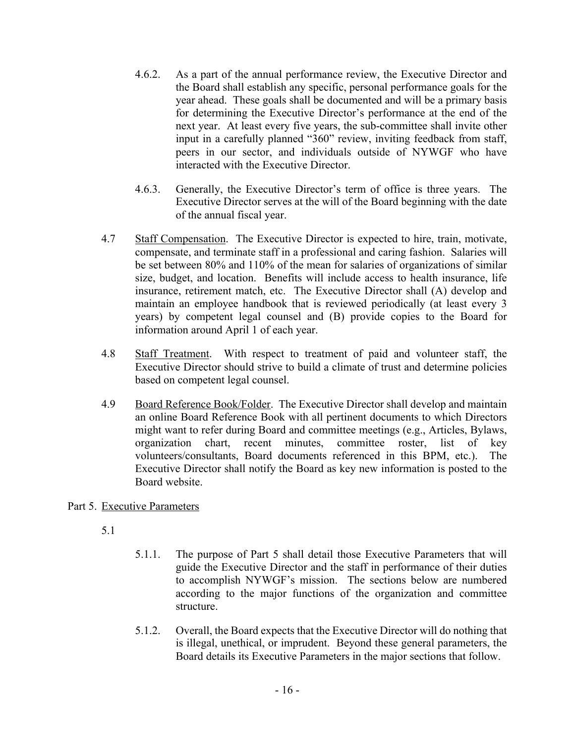4.6.2. As a part of the annual performance review, the Executive Director and the Board shall establish any specific, personal performance goals for the year ahead. These goals shall be documented and will be a primary basis for determining the Executive Director's performance at the end of the next year. At least every five years, the sub-committee shall invite other input in a carefully planned "360" review, inviting feedback from staff, peers in our sector, and individuals outside of NYWGF who have interacted with the Executive Director.

4.6.3. Generally, the Executive Director's term of office is three years. The Executive Director serves at the will of the Board beginning with the date of the annual fiscal year.

4.7 Staff Compensation. The Executive Director is expected to hire, train, motivate, compensate, and terminate staff in a professional and caring fashion. Salaries will be set between 80% and 110% of the mean for salaries of organizations of similar size, budget, and location. Benefits will include access to health insurance, life insurance, retirement match, etc. The Executive Director shall (A) develop and maintain an employee handbook that is reviewed periodically (at least every 3 years) by competent legal counsel and (B) provide copies to the Board for information around April 1 of each year.

4.8 Staff Treatment. With respect to treatment of paid and volunteer staff, the Executive Director should strive to build a climate of trust and determine policies based on competent legal counsel.

4.9 Board Reference Book/Folder. The Executive Director shall develop and maintain an online Board Reference Book with all pertinent documents to which Directors might want to refer during Board and committee meetings (e.g., Articles, Bylaws, organization chart, recent minutes, committee roster, list of key volunteers/consultants, Board documents referenced in this BPM, etc.). The Executive Director shall notify the Board as key new information is posted to the Board website.

## Part 5. Executive Parameters

5.1

5.1.1. The purpose of Part 5 shall detail those Executive Parameters that will guide the Executive Director and the staff in performance of their duties to accomplish NYWGF's mission. The sections below are numbered according to the major functions of the organization and committee structure.

5.1.2. Overall, the Board expects that the Executive Director will do nothing that is illegal, unethical, or imprudent. Beyond these general parameters, the Board details its Executive Parameters in the major sections that follow.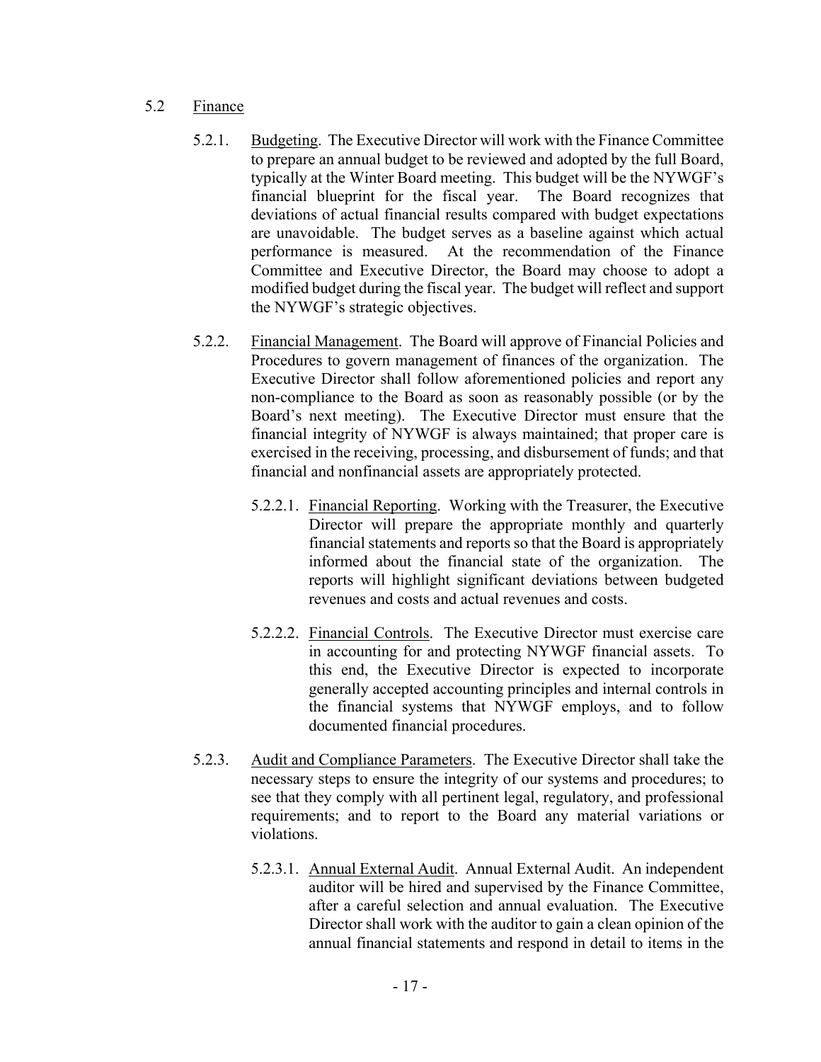5.2 <u>Finance</u>

5.2.1. <u>Budgeting</u>. The Executive Director will work with the Finance Committee to prepare an annual budget to be reviewed and adopted by the full Board, typically at the Winter Board meeting. This budget will be the NYWGF's financial blueprint for the fiscal year. The Board recognizes that deviations of actual financial results compared with budget expectations are unavoidable. The budget serves as a baseline against which actual performance is measured. At the recommendation of the Finance Committee and Executive Director, the Board may choose to adopt a modified budget during the fiscal year. The budget will reflect and support the NYWGF's strategic objectives.

5.2.2. <u>Financial Management</u>. The Board will approve of Financial Policies and Procedures to govern management of finances of the organization. The Executive Director shall follow aforementioned policies and report any non-compliance to the Board as soon as reasonably possible (or by the Board's next meeting). The Executive Director must ensure that the financial integrity of NYWGF is always maintained; that proper care is exercised in the receiving, processing, and disbursement of funds; and that financial and nonfinancial assets are appropriately protected.

5.2.2.1. <u>Financial Reporting</u>. Working with the Treasurer, the Executive Director will prepare the appropriate monthly and quarterly financial statements and reports so that the Board is appropriately informed about the financial state of the organization. The reports will highlight significant deviations between budgeted revenues and costs and actual revenues and costs.

5.2.2.2. <u>Financial Controls</u>. The Executive Director must exercise care in accounting for and protecting NYWGF financial assets. To this end, the Executive Director is expected to incorporate generally accepted accounting principles and internal controls in the financial systems that NYWGF employs, and to follow documented financial procedures.

5.2.3. <u>Audit and Compliance Parameters</u>. The Executive Director shall take the necessary steps to ensure the integrity of our systems and procedures; to see that they comply with all pertinent legal, regulatory, and professional requirements; and to report to the Board any material variations or violations.

5.2.3.1. <u>Annual External Audit</u>. Annual External Audit. An independent auditor will be hired and supervised by the Finance Committee, after a careful selection and annual evaluation. The Executive Director shall work with the auditor to gain a clean opinion of the annual financial statements and respond in detail to items in the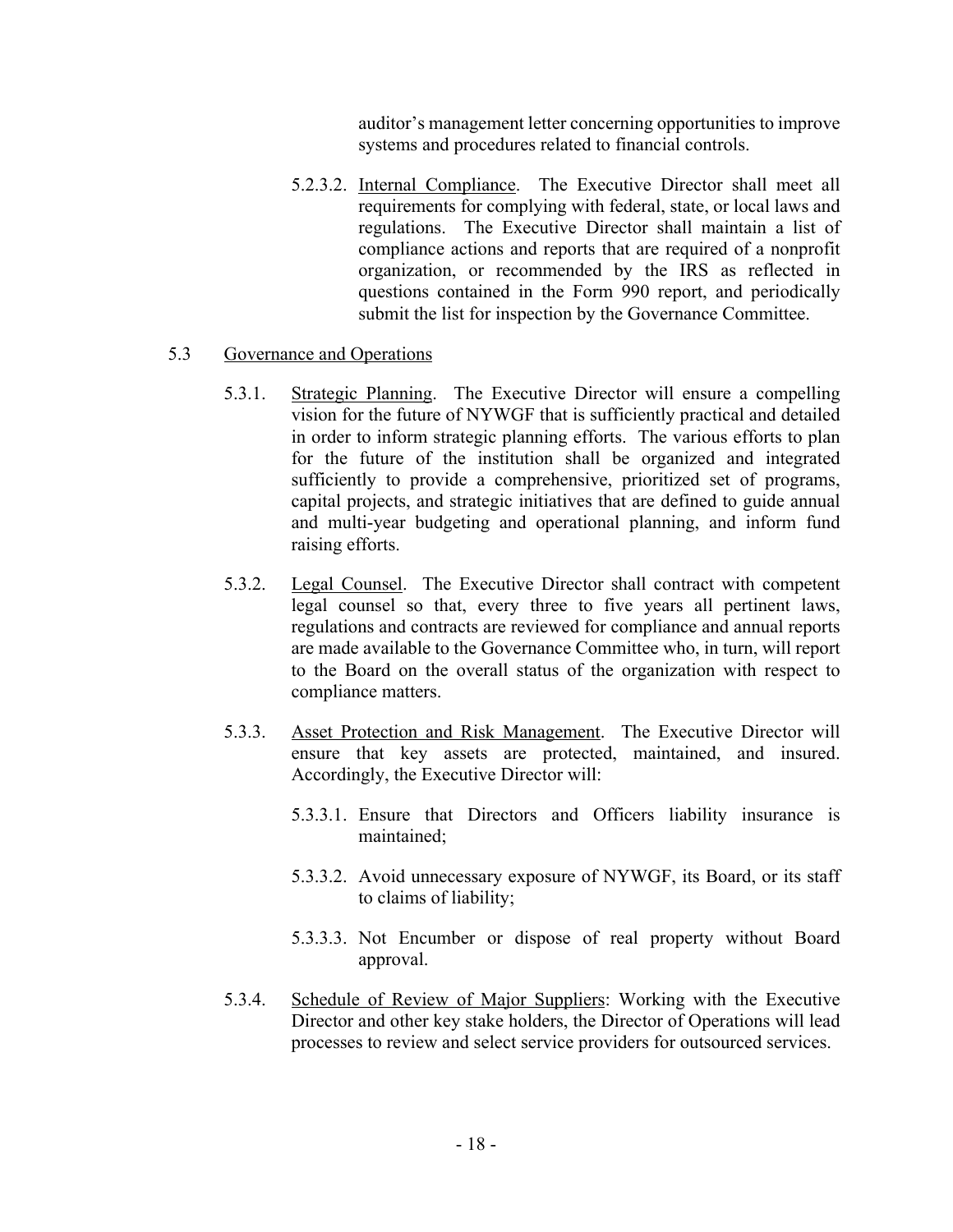auditor's management letter concerning opportunities to improve systems and procedures related to financial controls.

5.2.3.2. Internal Compliance. The Executive Director shall meet all requirements for complying with federal, state, or local laws and regulations. The Executive Director shall maintain a list of compliance actions and reports that are required of a nonprofit organization, or recommended by the IRS as reflected in questions contained in the Form 990 report, and periodically submit the list for inspection by the Governance Committee.

5.3 Governance and Operations

5.3.1. Strategic Planning. The Executive Director will ensure a compelling vision for the future of NYWGF that is sufficiently practical and detailed in order to inform strategic planning efforts. The various efforts to plan for the future of the institution shall be organized and integrated sufficiently to provide a comprehensive, prioritized set of programs, capital projects, and strategic initiatives that are defined to guide annual and multi-year budgeting and operational planning, and inform fund raising efforts.

5.3.2. Legal Counsel. The Executive Director shall contract with competent legal counsel so that, every three to five years all pertinent laws, regulations and contracts are reviewed for compliance and annual reports are made available to the Governance Committee who, in turn, will report to the Board on the overall status of the organization with respect to compliance matters.

5.3.3. Asset Protection and Risk Management. The Executive Director will ensure that key assets are protected, maintained, and insured. Accordingly, the Executive Director will:

5.3.3.1. Ensure that Directors and Officers liability insurance is maintained;

5.3.3.2. Avoid unnecessary exposure of NYWGF, its Board, or its staff to claims of liability;

5.3.3.3. Not Encumber or dispose of real property without Board approval.

5.3.4. Schedule of Review of Major Suppliers: Working with the Executive Director and other key stake holders, the Director of Operations will lead processes to review and select service providers for outsourced services.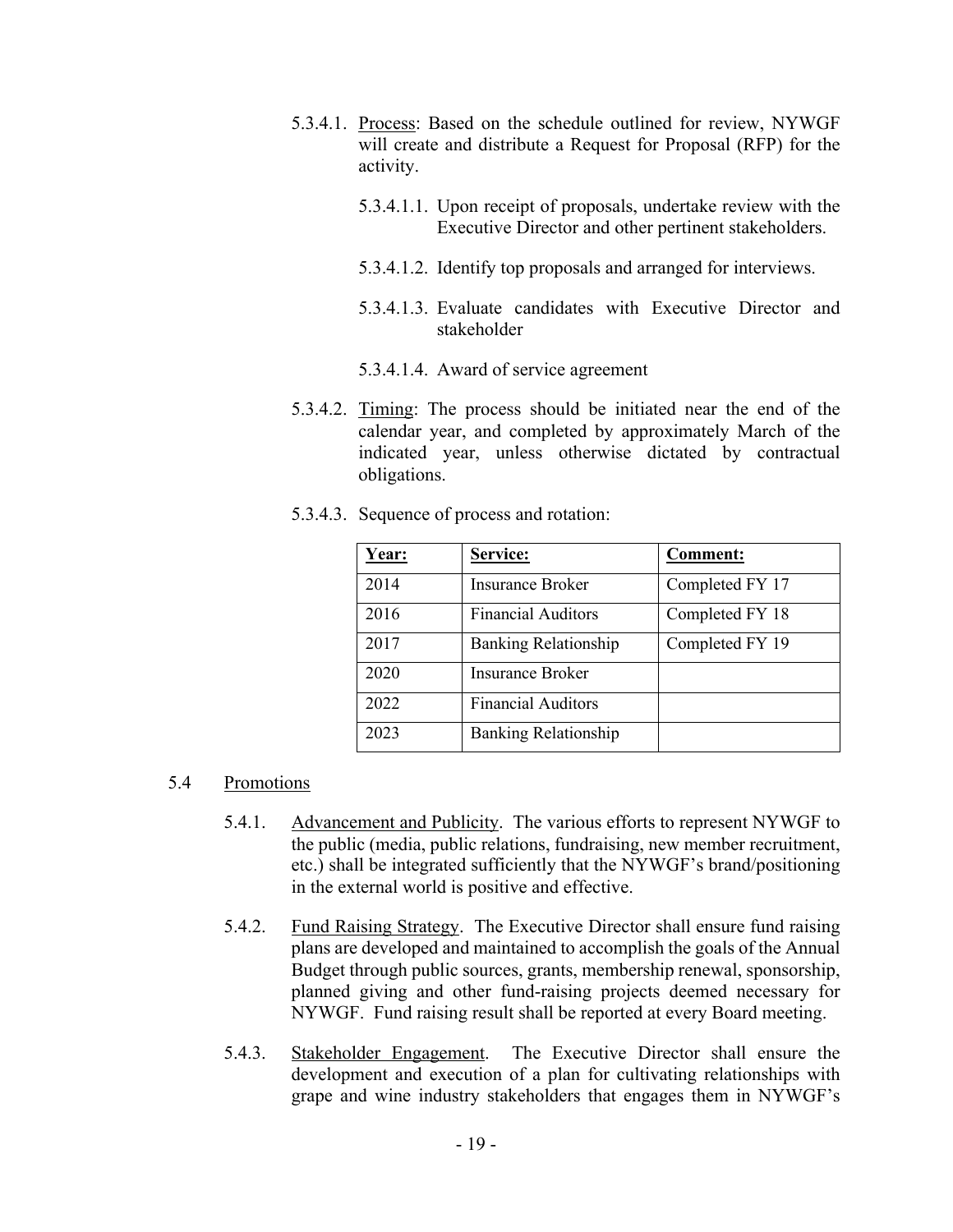5.3.4.1. Process: Based on the schedule outlined for review, NYWGF will create and distribute a Request for Proposal (RFP) for the activity.

5.3.4.1.1. Upon receipt of proposals, undertake review with the Executive Director and other pertinent stakeholders.

5.3.4.1.2. Identify top proposals and arranged for interviews.

5.3.4.1.3. Evaluate candidates with Executive Director and stakeholder

5.3.4.1.4. Award of service agreement

5.3.4.2. Timing: The process should be initiated near the end of the calendar year, and completed by approximately March of the indicated year, unless otherwise dictated by contractual obligations.

5.3.4.3. Sequence of process and rotation:

| Year: | Service: | Comment: |
|---|---|---|
| 2014 | Insurance Broker | Completed FY 17 |
| 2016 | Financial Auditors | Completed FY 18 |
| 2017 | Banking Relationship | Completed FY 19 |
| 2020 | Insurance Broker | |
| 2022 | Financial Auditors | |
| 2023 | Banking Relationship | |

## 5.4 Promotions

5.4.1. Advancement and Publicity. The various efforts to represent NYWGF to the public (media, public relations, fundraising, new member recruitment, etc.) shall be integrated sufficiently that the NYWGF's brand/positioning in the external world is positive and effective.

5.4.2. Fund Raising Strategy. The Executive Director shall ensure fund raising plans are developed and maintained to accomplish the goals of the Annual Budget through public sources, grants, membership renewal, sponsorship, planned giving and other fund-raising projects deemed necessary for NYWGF. Fund raising result shall be reported at every Board meeting.

5.4.3. Stakeholder Engagement. The Executive Director shall ensure the development and execution of a plan for cultivating relationships with grape and wine industry stakeholders that engages them in NYWGF's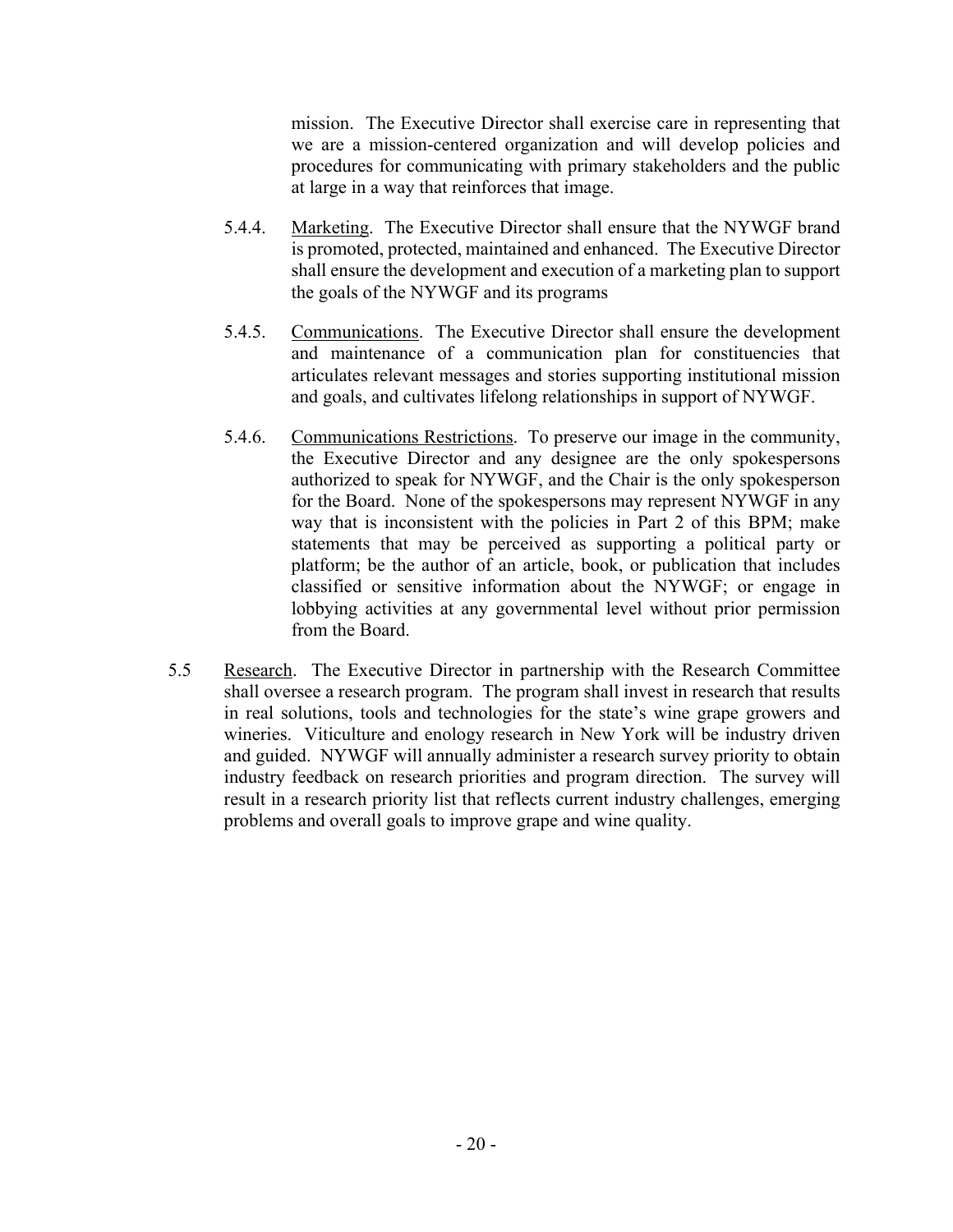mission. The Executive Director shall exercise care in representing that we are a mission-centered organization and will develop policies and procedures for communicating with primary stakeholders and the public at large in a way that reinforces that image.

5.4.4. Marketing. The Executive Director shall ensure that the NYWGF brand is promoted, protected, maintained and enhanced. The Executive Director shall ensure the development and execution of a marketing plan to support the goals of the NYWGF and its programs

5.4.5. Communications. The Executive Director shall ensure the development and maintenance of a communication plan for constituencies that articulates relevant messages and stories supporting institutional mission and goals, and cultivates lifelong relationships in support of NYWGF.

5.4.6. Communications Restrictions. To preserve our image in the community, the Executive Director and any designee are the only spokespersons authorized to speak for NYWGF, and the Chair is the only spokesperson for the Board. None of the spokespersons may represent NYWGF in any way that is inconsistent with the policies in Part 2 of this BPM; make statements that may be perceived as supporting a political party or platform; be the author of an article, book, or publication that includes classified or sensitive information about the NYWGF; or engage in lobbying activities at any governmental level without prior permission from the Board.

5.5 Research. The Executive Director in partnership with the Research Committee shall oversee a research program. The program shall invest in research that results in real solutions, tools and technologies for the state's wine grape growers and wineries. Viticulture and enology research in New York will be industry driven and guided. NYWGF will annually administer a research survey priority to obtain industry feedback on research priorities and program direction. The survey will result in a research priority list that reflects current industry challenges, emerging problems and overall goals to improve grape and wine quality.